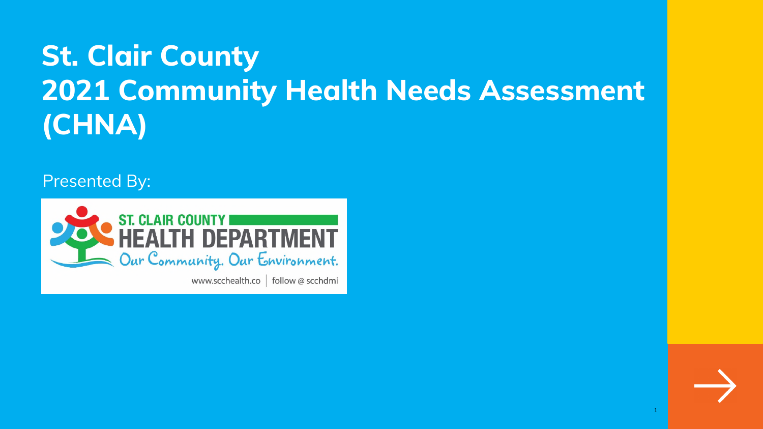# St. Clair County 2021 Community Health Needs Assessment (CHNA)

Presented By:

ST. CLAIR COUNTY HEALTH DEPARTMENT

Our Community. Our Environment.

www.scchealth.co | follow @ scchdmi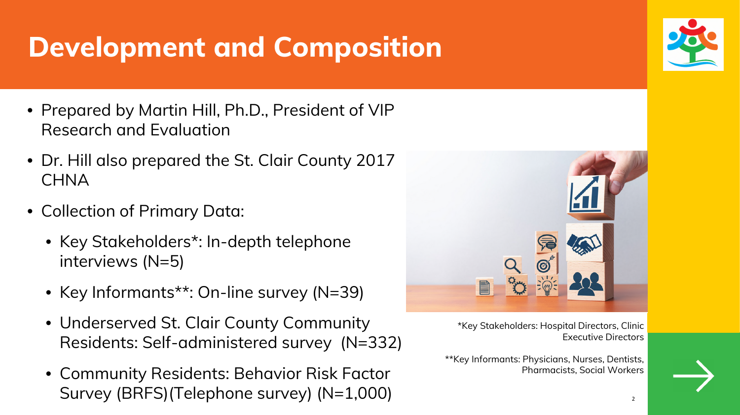# Development and Composition

- Prepared by Martin Hill, Ph.D., President of VIP Research and Evaluation
- Dr. Hill also prepared the St. Clair County 2017 CHNA
- Collection of Primary Data:
  - Key Stakeholders*: In-depth telephone interviews (N=5)
  - Key Informants**: On-line survey (N=39)
  - Underserved St. Clair County Community Residents: Self-administered survey (N=332)
  - Community Residents: Behavior Risk Factor Survey (BRFS)(Telephone survey) (N=1,000)

*Key Stakeholders: Hospital Directors, Clinic Executive Directors

**Key Informants: Physicians, Nurses, Dentists, Pharmacists, Social Workers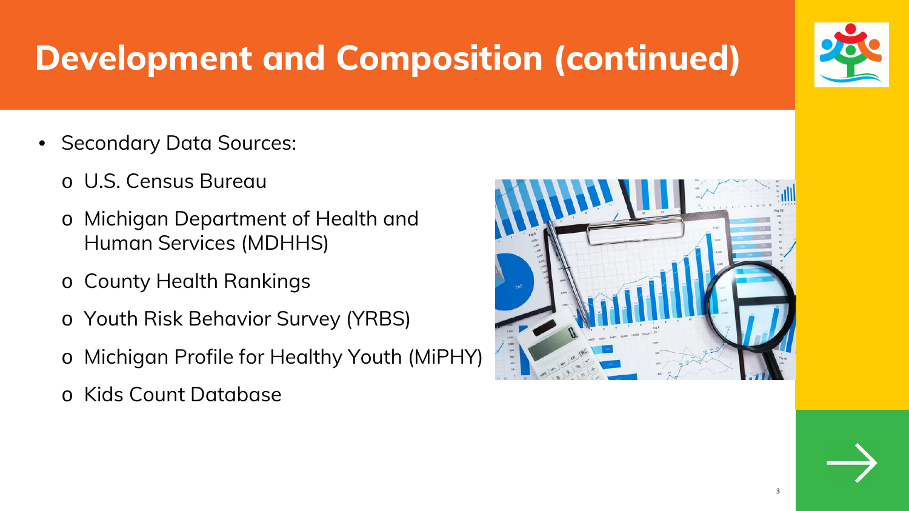# Development and Composition (continued)

- Secondary Data Sources:
  - U.S. Census Bureau
  - Michigan Department of Health and Human Services (MDHHS)
  - County Health Rankings
  - Youth Risk Behavior Survey (YRBS)
  - Michigan Profile for Healthy Youth (MiPHY)
  - Kids Count Database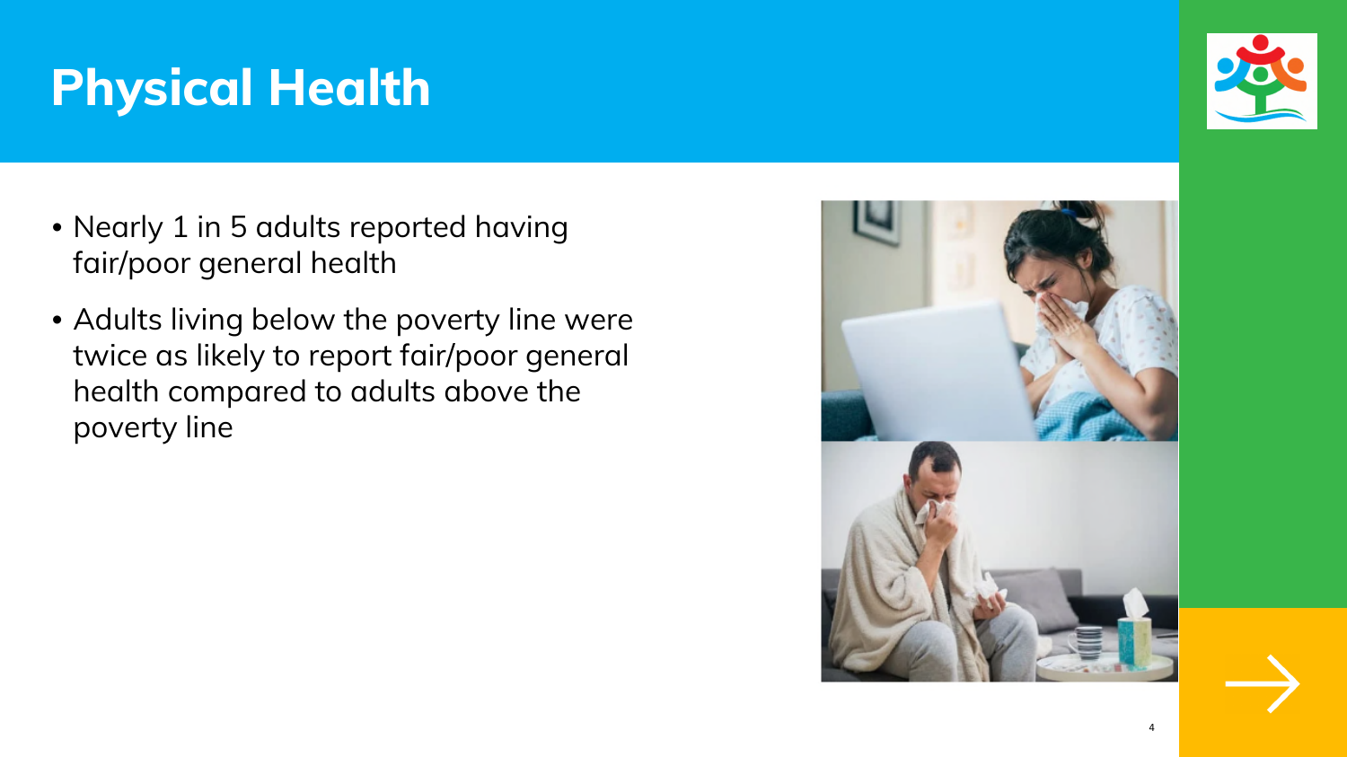# Physical Health

- Nearly 1 in 5 adults reported having fair/poor general health
- Adults living below the poverty line were twice as likely to report fair/poor general health compared to adults above the poverty line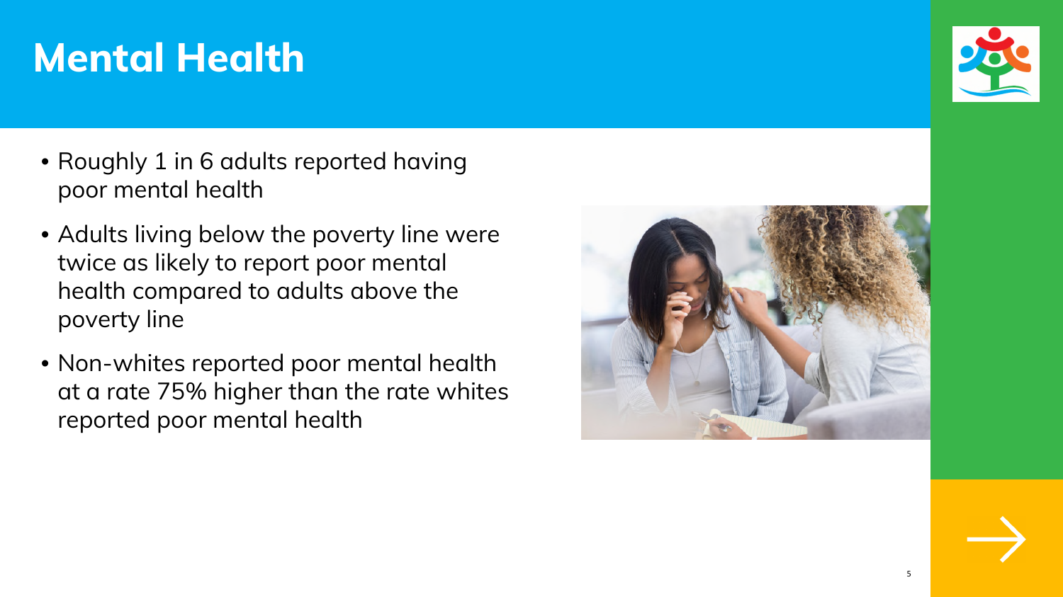# Mental Health

- Roughly 1 in 6 adults reported having poor mental health
- Adults living below the poverty line were twice as likely to report poor mental health compared to adults above the poverty line
- Non-whites reported poor mental health at a rate 75% higher than the rate whites reported poor mental health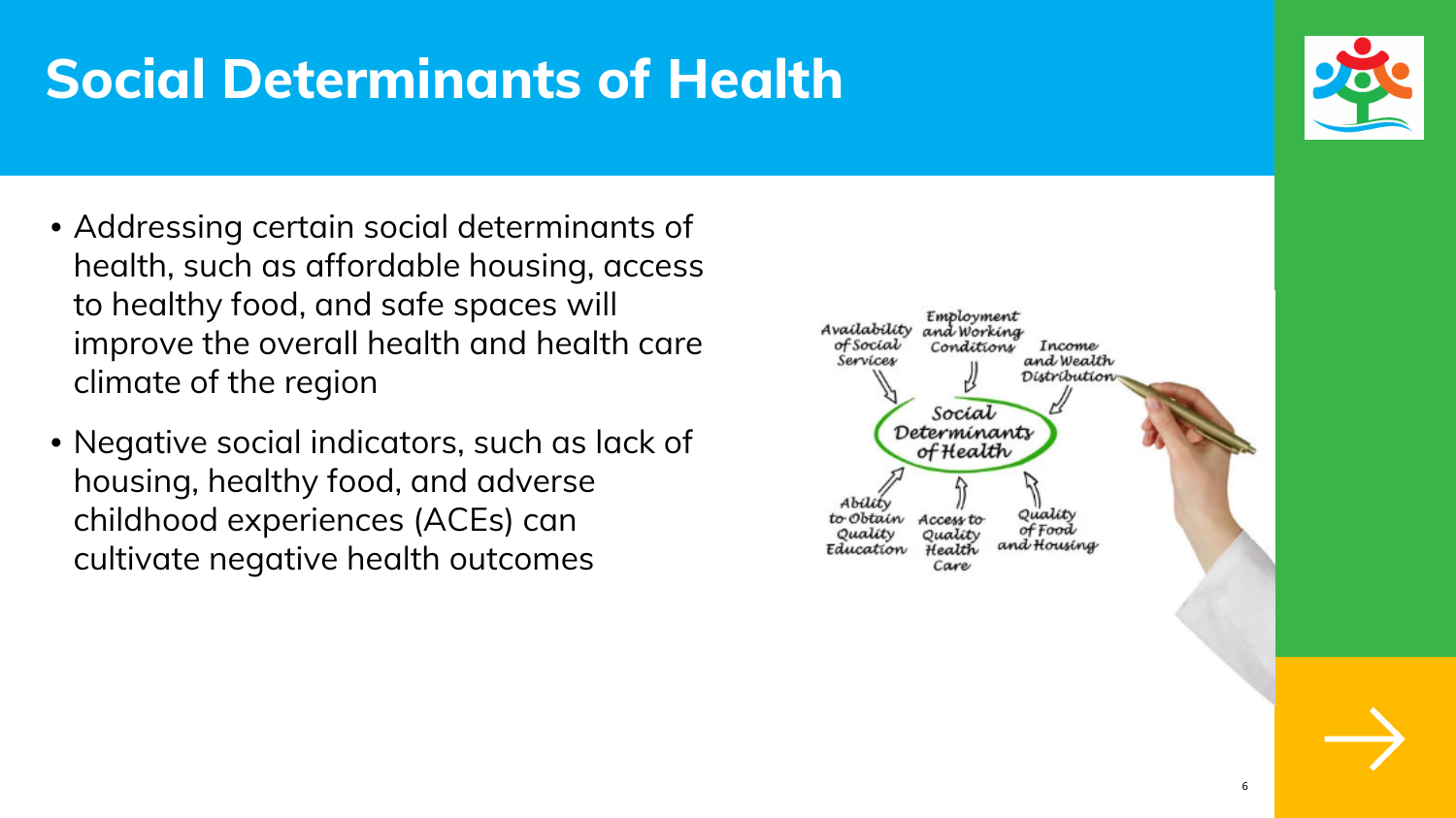# Social Determinants of Health

- Addressing certain social determinants of health, such as affordable housing, access to healthy food, and safe spaces will improve the overall health and health care climate of the region
- Negative social indicators, such as lack of housing, healthy food, and adverse childhood experiences (ACEs) can cultivate negative health outcomes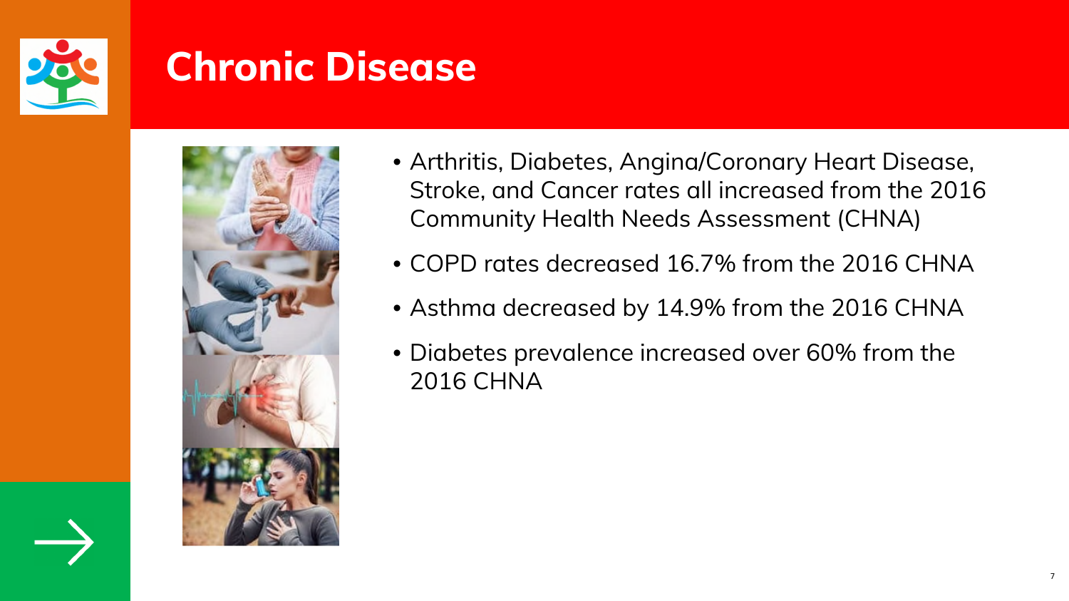# Chronic Disease

- Arthritis, Diabetes, Angina/Coronary Heart Disease, Stroke, and Cancer rates all increased from the 2016 Community Health Needs Assessment (CHNA)
- COPD rates decreased 16.7% from the 2016 CHNA
- Asthma decreased by 14.9% from the 2016 CHNA
- Diabetes prevalence increased over 60% from the 2016 CHNA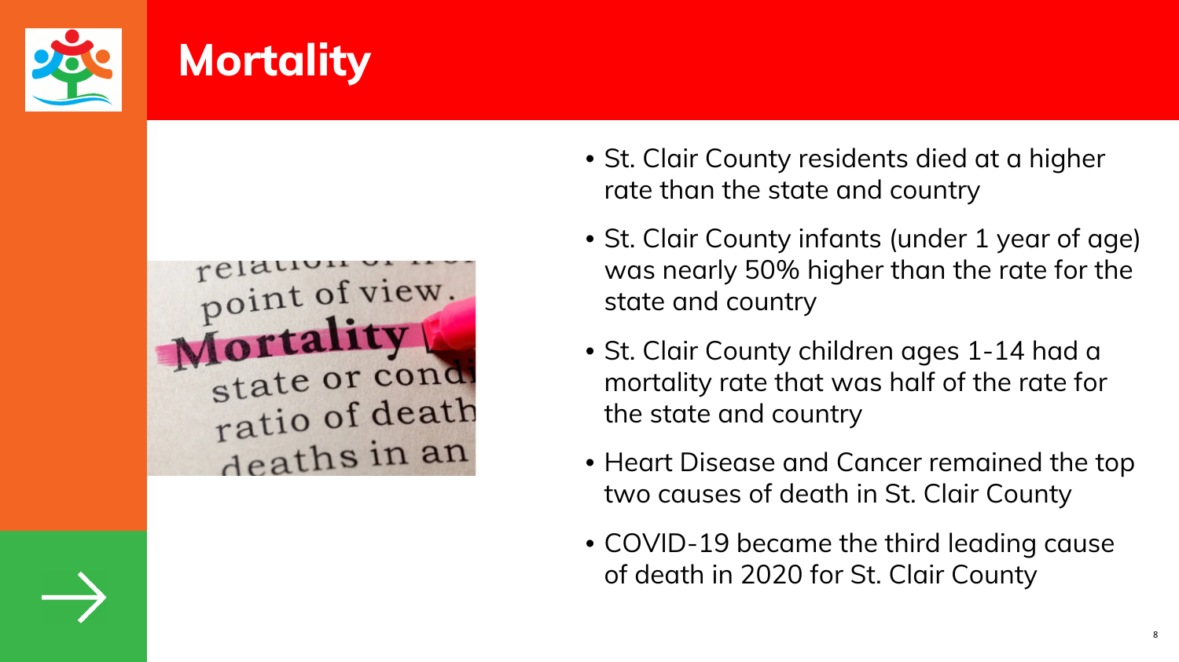# Mortality

- St. Clair County residents died at a higher rate than the state and country
- St. Clair County infants (under 1 year of age) was nearly 50% higher than the rate for the state and country
- St. Clair County children ages 1-14 had a mortality rate that was half of the rate for the state and country
- Heart Disease and Cancer remained the top two causes of death in St. Clair County
- COVID-19 became the third leading cause of death in 2020 for St. Clair County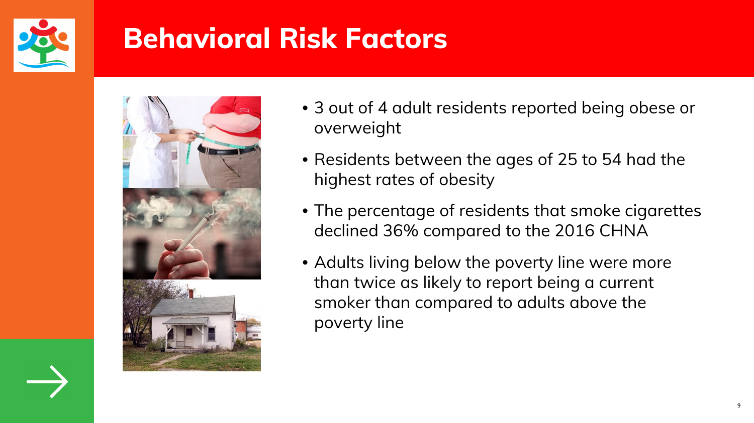# Behavioral Risk Factors

- 3 out of 4 adult residents reported being obese or overweight
- Residents between the ages of 25 to 54 had the highest rates of obesity
- The percentage of residents that smoke cigarettes declined 36% compared to the 2016 CHNA
- Adults living below the poverty line were more than twice as likely to report being a current smoker than compared to adults above the poverty line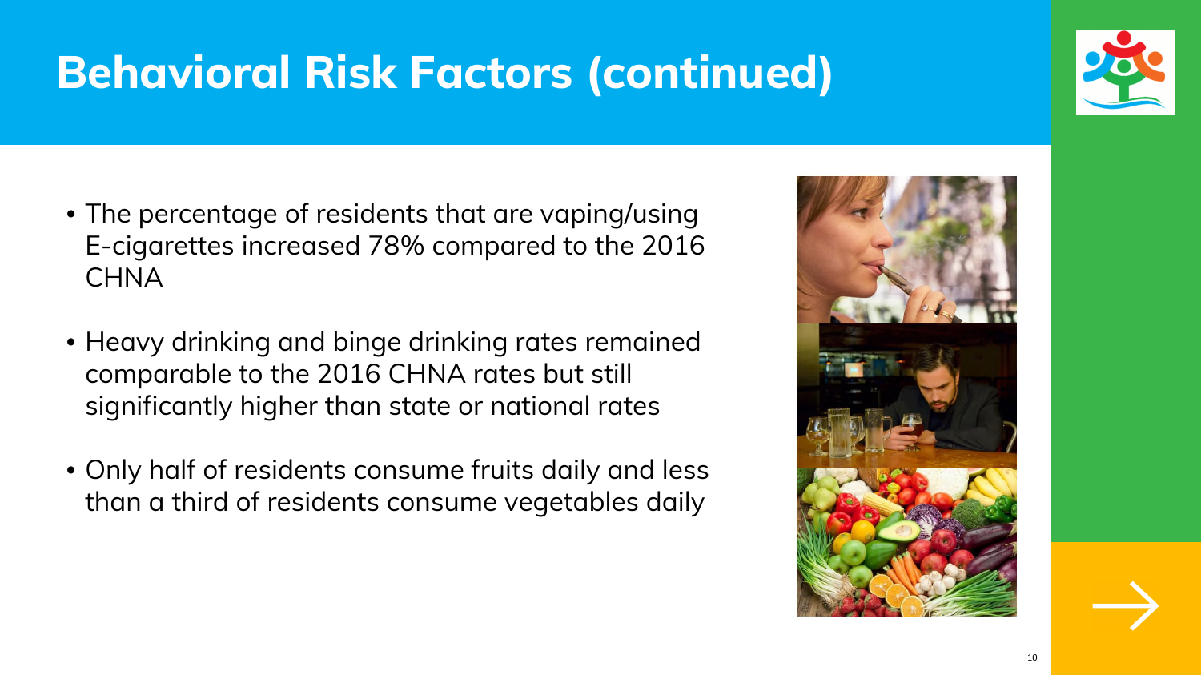# Behavioral Risk Factors (continued)

- The percentage of residents that are vaping/using E-cigarettes increased 78% compared to the 2016 CHNA
- Heavy drinking and binge drinking rates remained comparable to the 2016 CHNA rates but still significantly higher than state or national rates
- Only half of residents consume fruits daily and less than a third of residents consume vegetables daily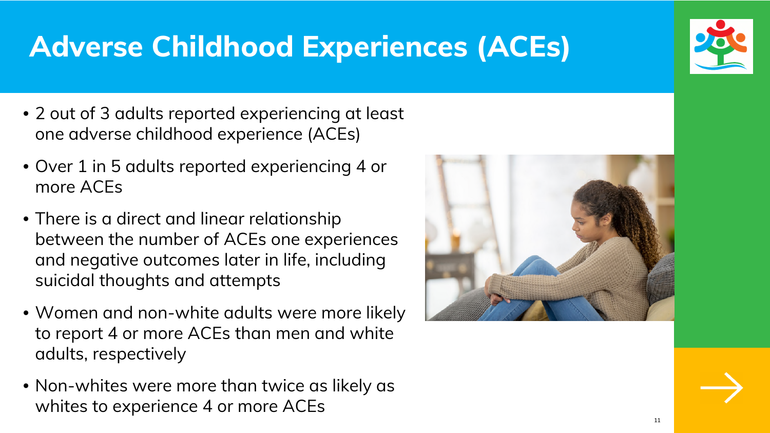# Adverse Childhood Experiences (ACEs)

- 2 out of 3 adults reported experiencing at least one adverse childhood experience (ACEs)
- Over 1 in 5 adults reported experiencing 4 or more ACEs
- There is a direct and linear relationship between the number of ACEs one experiences and negative outcomes later in life, including suicidal thoughts and attempts
- Women and non-white adults were more likely to report 4 or more ACEs than men and white adults, respectively
- Non-whites were more than twice as likely as whites to experience 4 or more ACEs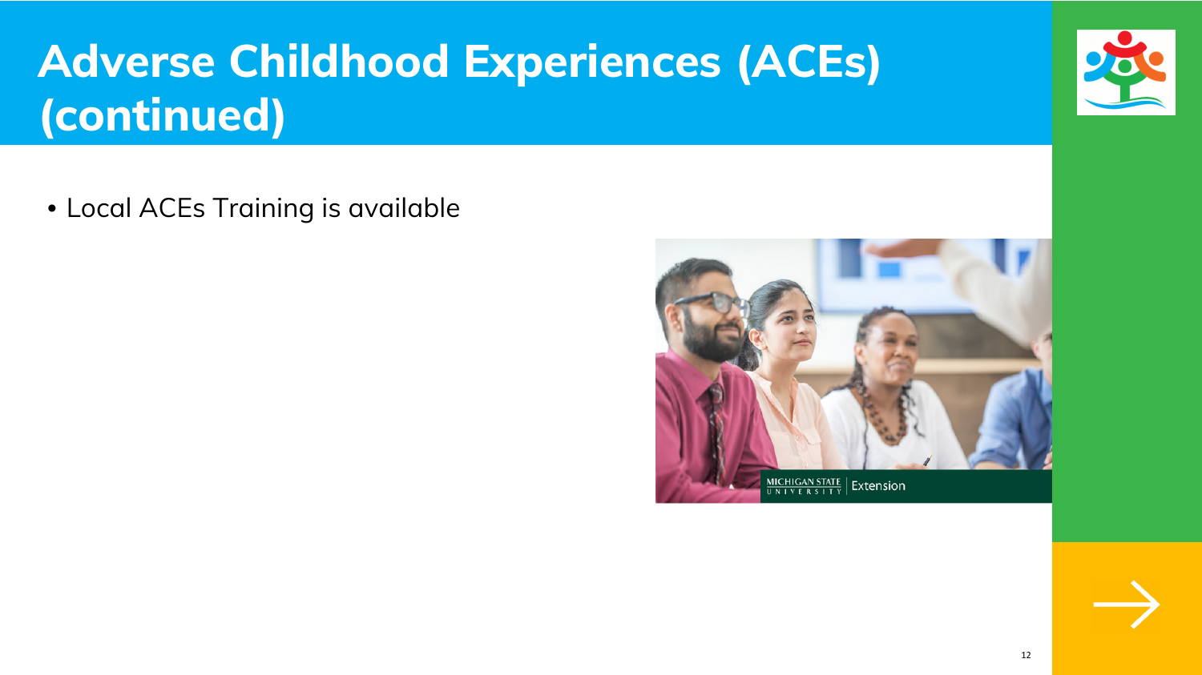# Adverse Childhood Experiences (ACEs) (continued)

- Local ACEs Training is available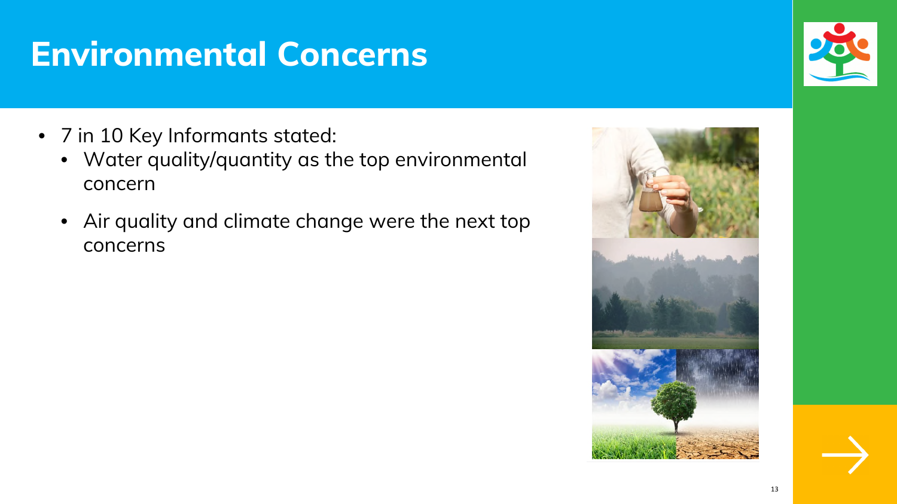# Environmental Concerns

- 7 in 10 Key Informants stated:
  - Water quality/quantity as the top environmental concern
  - Air quality and climate change were the next top concerns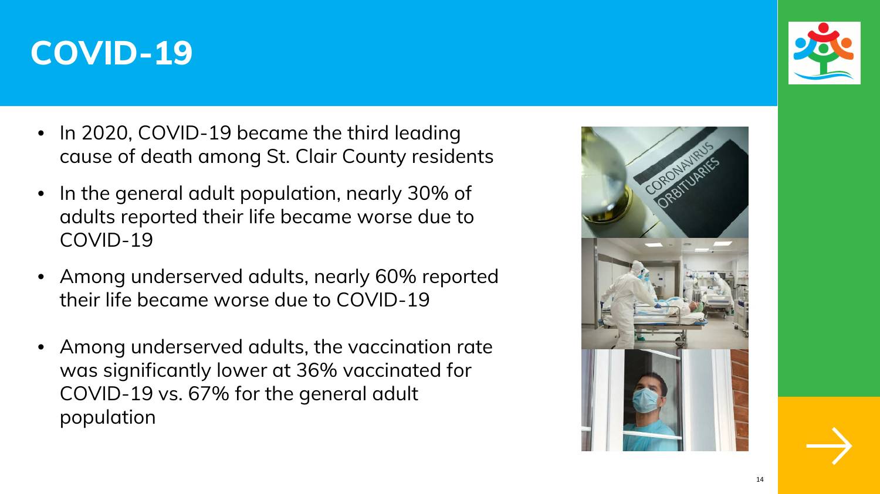# COVID-19

- In 2020, COVID-19 became the third leading cause of death among St. Clair County residents
- In the general adult population, nearly 30% of adults reported their life became worse due to COVID-19
- Among underserved adults, nearly 60% reported their life became worse due to COVID-19
- Among underserved adults, the vaccination rate was significantly lower at 36% vaccinated for COVID-19 vs. 67% for the general adult population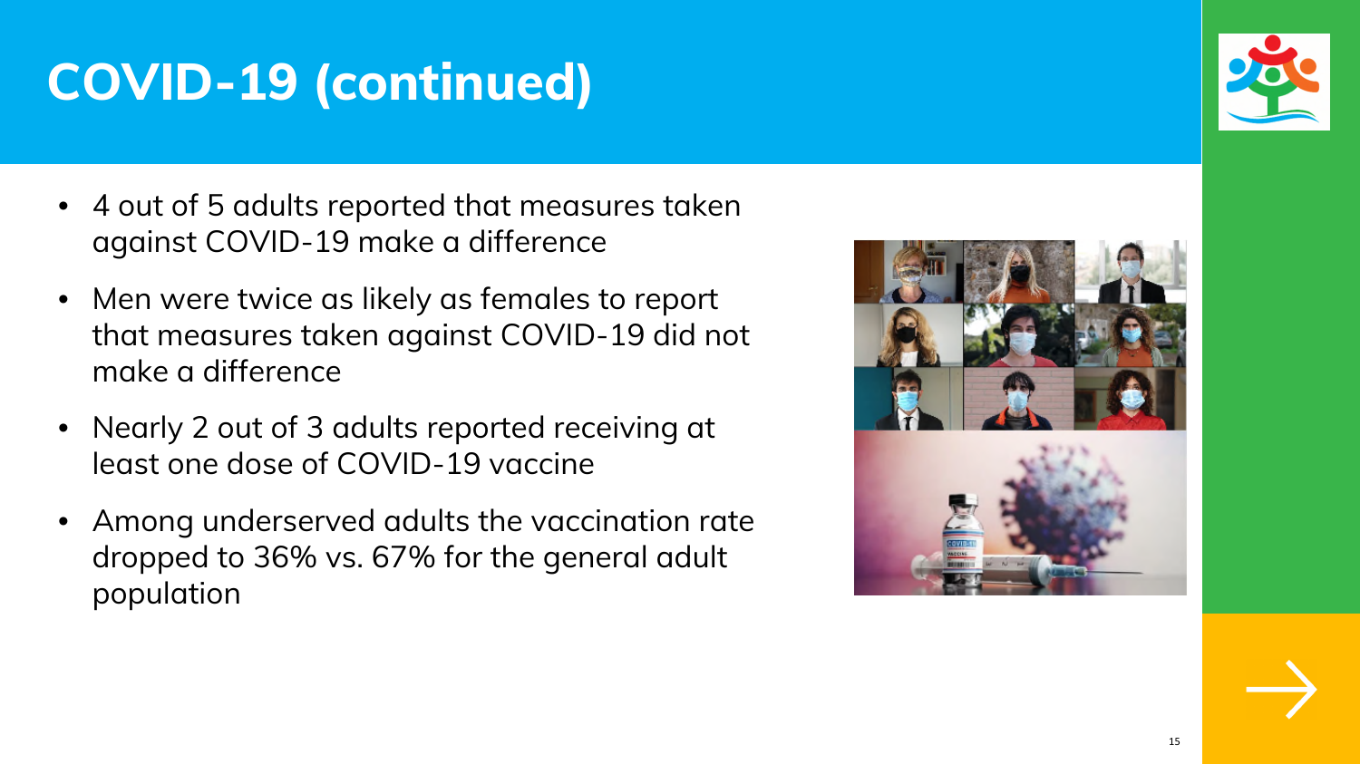# COVID-19 (continued)

- 4 out of 5 adults reported that measures taken against COVID-19 make a difference
- Men were twice as likely as females to report that measures taken against COVID-19 did not make a difference
- Nearly 2 out of 3 adults reported receiving at least one dose of COVID-19 vaccine
- Among underserved adults the vaccination rate dropped to 36% vs. 67% for the general adult population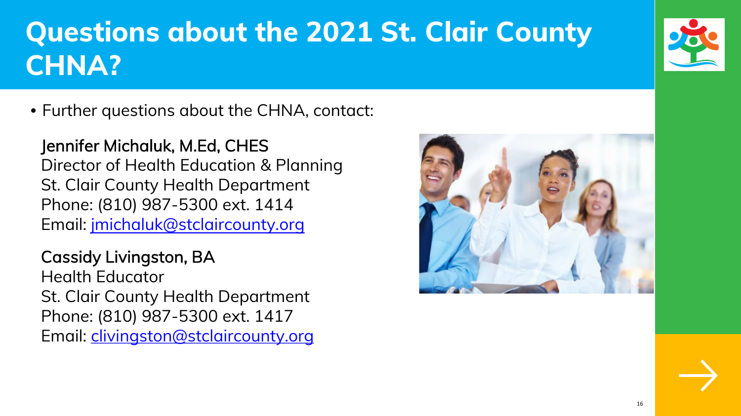# Questions about the 2021 St. Clair County CHNA?

- Further questions about the CHNA, contact:

**Jennifer Michaluk, M.Ed, CHES**
Director of Health Education & Planning
St. Clair County Health Department
Phone: (810) 987-5300 ext. 1414
Email: jmichaluk@stclaircounty.org

**Cassidy Livingston, BA**
Health Educator
St. Clair County Health Department
Phone: (810) 987-5300 ext. 1417
Email: clivingston@stclaircounty.org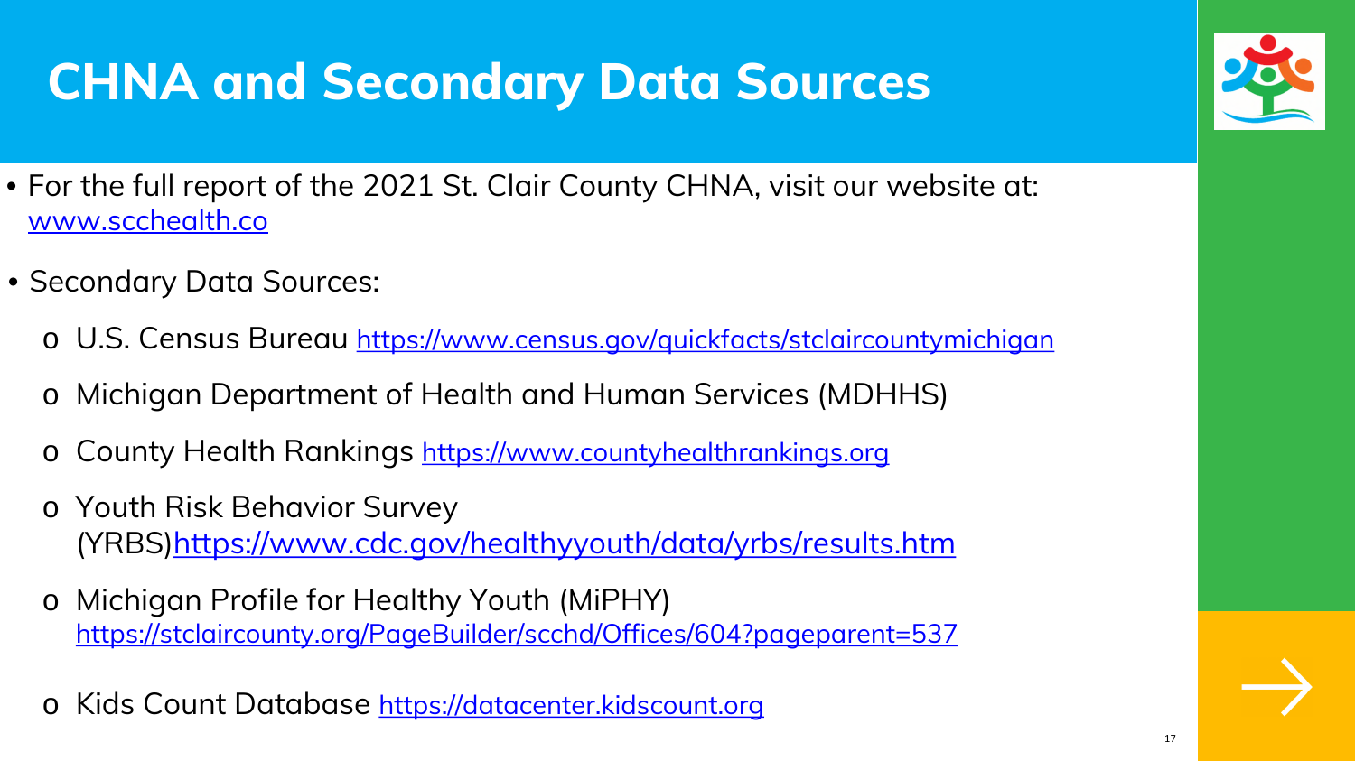# CHNA and Secondary Data Sources

- For the full report of the 2021 St. Clair County CHNA, visit our website at: www.scchealth.co
- Secondary Data Sources:
  - U.S. Census Bureau https://www.census.gov/quickfacts/stclaircountymichigan
  - Michigan Department of Health and Human Services (MDHHS)
  - County Health Rankings https://www.countyhealthrankings.org
  - Youth Risk Behavior Survey (YRBS)https://www.cdc.gov/healthyyouth/data/yrbs/results.htm
  - Michigan Profile for Healthy Youth (MiPHY) https://stclaircounty.org/PageBuilder/scchd/Offices/604?pageparent=537
  - Kids Count Database https://datacenter.kidscount.org